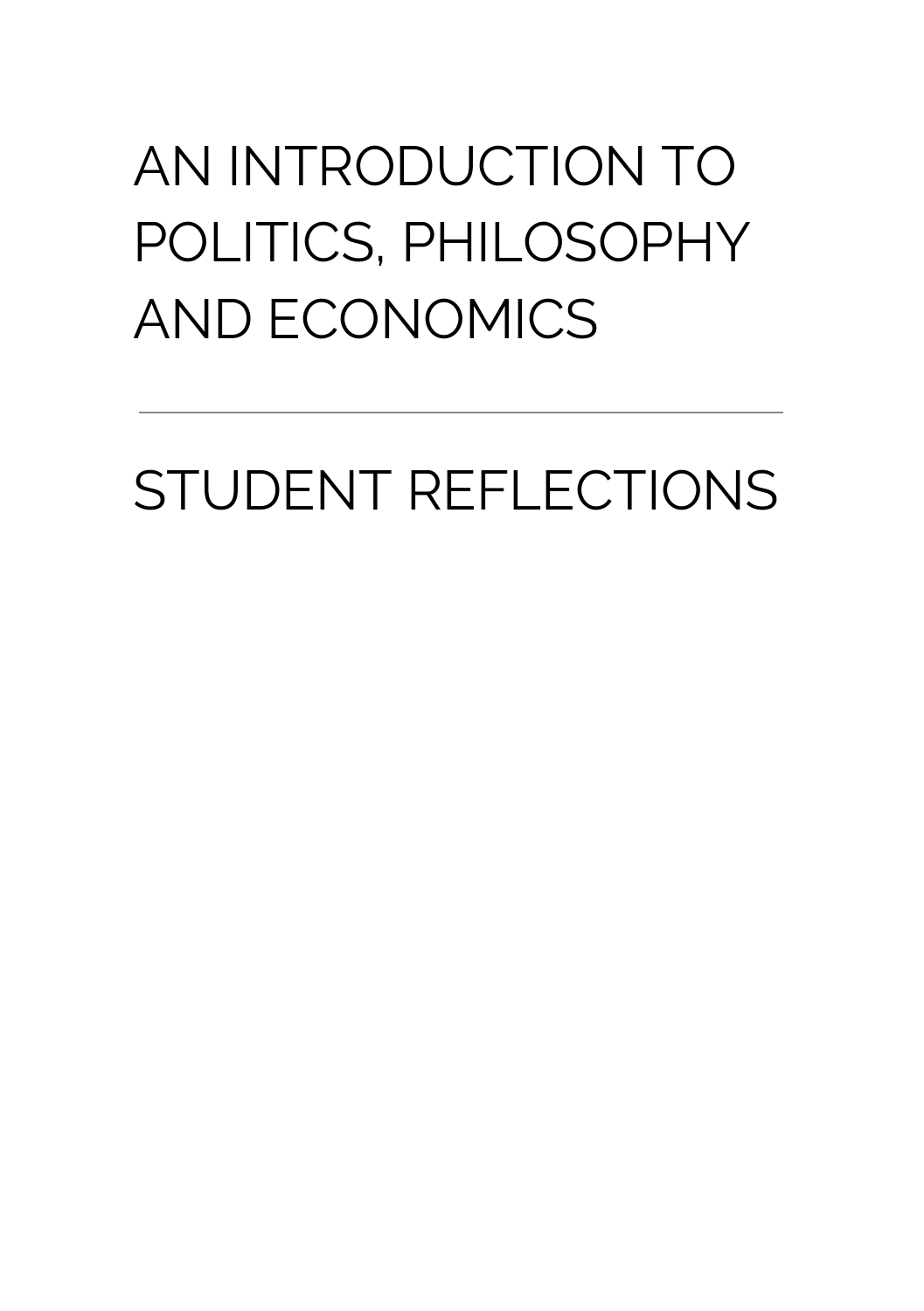# AN INTRODUCTION TO POLITICS, PHILOSOPHY AND ECONOMICS

---

## STUDENT REFLECTIONS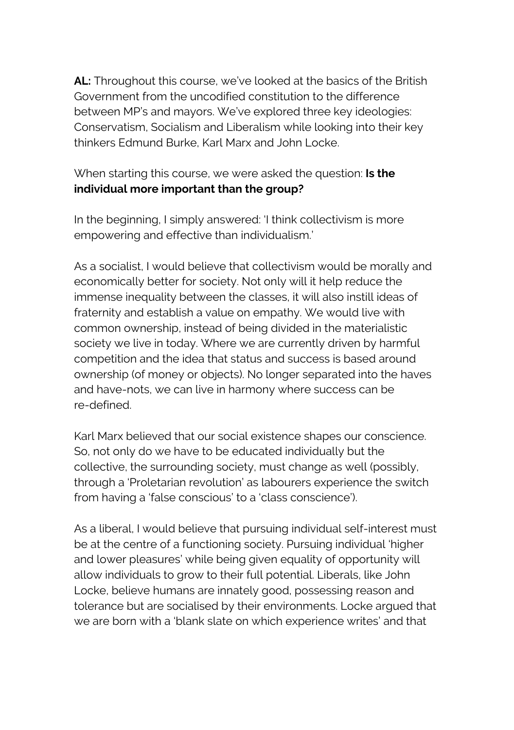**AL:** Throughout this course, we've looked at the basics of the British Government from the uncodified constitution to the difference between MP's and mayors. We've explored three key ideologies: Conservatism, Socialism and Liberalism while looking into their key thinkers Edmund Burke, Karl Marx and John Locke.

When starting this course, we were asked the question: **Is the individual more important than the group?**

In the beginning, I simply answered: 'I think collectivism is more empowering and effective than individualism.'

As a socialist, I would believe that collectivism would be morally and economically better for society. Not only will it help reduce the immense inequality between the classes, it will also instill ideas of fraternity and establish a value on empathy. We would live with common ownership, instead of being divided in the materialistic society we live in today. Where we are currently driven by harmful competition and the idea that status and success is based around ownership (of money or objects). No longer separated into the haves and have-nots, we can live in harmony where success can be re-defined.

Karl Marx believed that our social existence shapes our conscience. So, not only do we have to be educated individually but the collective, the surrounding society, must change as well (possibly, through a 'Proletarian revolution' as labourers experience the switch from having a 'false conscious' to a 'class conscience').

As a liberal, I would believe that pursuing individual self-interest must be at the centre of a functioning society. Pursuing individual 'higher and lower pleasures' while being given equality of opportunity will allow individuals to grow to their full potential. Liberals, like John Locke, believe humans are innately good, possessing reason and tolerance but are socialised by their environments. Locke argued that we are born with a 'blank slate on which experience writes' and that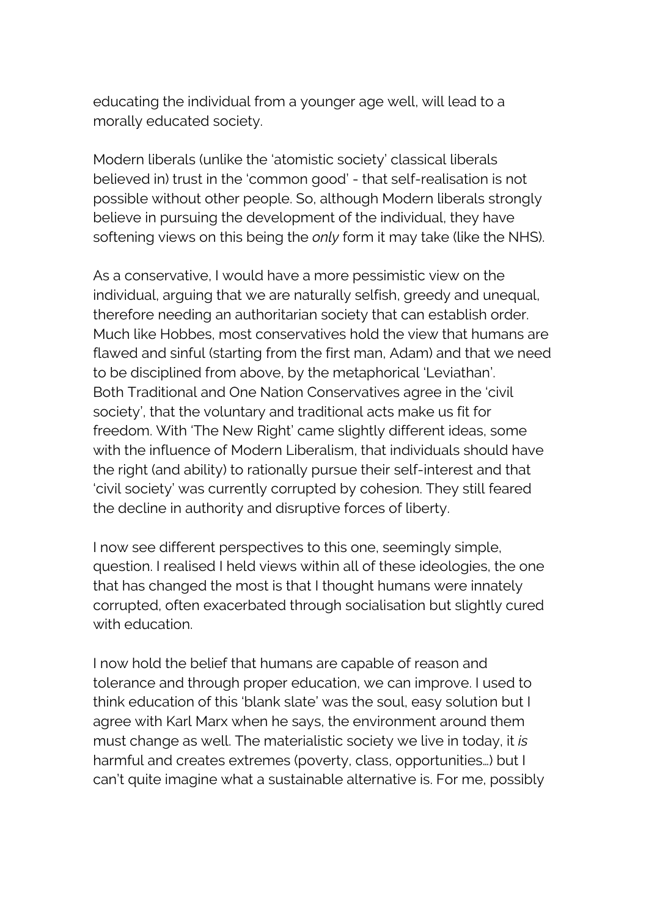educating the individual from a younger age well, will lead to a morally educated society.

Modern liberals (unlike the 'atomistic society' classical liberals believed in) trust in the 'common good' - that self-realisation is not possible without other people. So, although Modern liberals strongly believe in pursuing the development of the individual, they have softening views on this being the *only* form it may take (like the NHS).

As a conservative, I would have a more pessimistic view on the individual, arguing that we are naturally selfish, greedy and unequal, therefore needing an authoritarian society that can establish order. Much like Hobbes, most conservatives hold the view that humans are flawed and sinful (starting from the first man, Adam) and that we need to be disciplined from above, by the metaphorical 'Leviathan'. Both Traditional and One Nation Conservatives agree in the 'civil society', that the voluntary and traditional acts make us fit for freedom. With 'The New Right' came slightly different ideas, some with the influence of Modern Liberalism, that individuals should have the right (and ability) to rationally pursue their self-interest and that 'civil society' was currently corrupted by cohesion. They still feared the decline in authority and disruptive forces of liberty.

I now see different perspectives to this one, seemingly simple, question. I realised I held views within all of these ideologies, the one that has changed the most is that I thought humans were innately corrupted, often exacerbated through socialisation but slightly cured with education.

I now hold the belief that humans are capable of reason and tolerance and through proper education, we can improve. I used to think education of this 'blank slate' was the soul, easy solution but I agree with Karl Marx when he says, the environment around them must change as well. The materialistic society we live in today, it *is* harmful and creates extremes (poverty, class, opportunities…) but I can't quite imagine what a sustainable alternative is. For me, possibly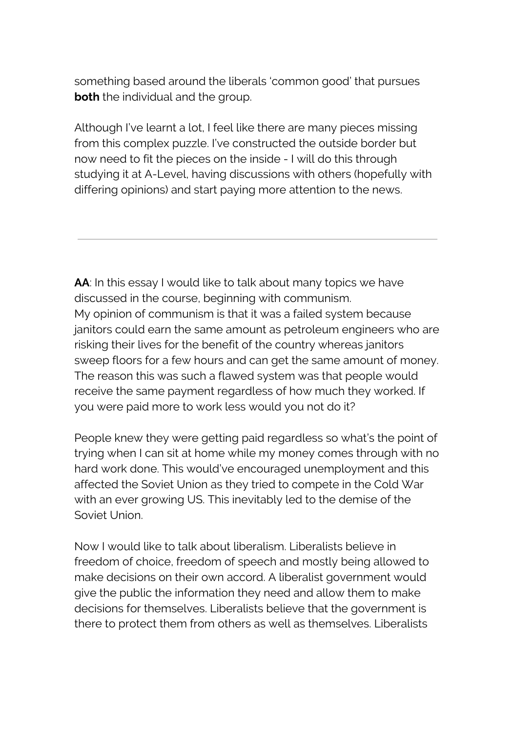something based around the liberals 'common good' that pursues **both** the individual and the group.

Although I've learnt a lot, I feel like there are many pieces missing from this complex puzzle. I've constructed the outside border but now need to fit the pieces on the inside - I will do this through studying it at A-Level, having discussions with others (hopefully with differing opinions) and start paying more attention to the news.

---

**AA**: In this essay I would like to talk about many topics we have discussed in the course, beginning with communism.
My opinion of communism is that it was a failed system because janitors could earn the same amount as petroleum engineers who are risking their lives for the benefit of the country whereas janitors sweep floors for a few hours and can get the same amount of money. The reason this was such a flawed system was that people would receive the same payment regardless of how much they worked. If you were paid more to work less would you not do it?

People knew they were getting paid regardless so what's the point of trying when I can sit at home while my money comes through with no hard work done. This would've encouraged unemployment and this affected the Soviet Union as they tried to compete in the Cold War with an ever growing US. This inevitably led to the demise of the Soviet Union.

Now I would like to talk about liberalism. Liberalists believe in freedom of choice, freedom of speech and mostly being allowed to make decisions on their own accord. A liberalist government would give the public the information they need and allow them to make decisions for themselves. Liberalists believe that the government is there to protect them from others as well as themselves. Liberalists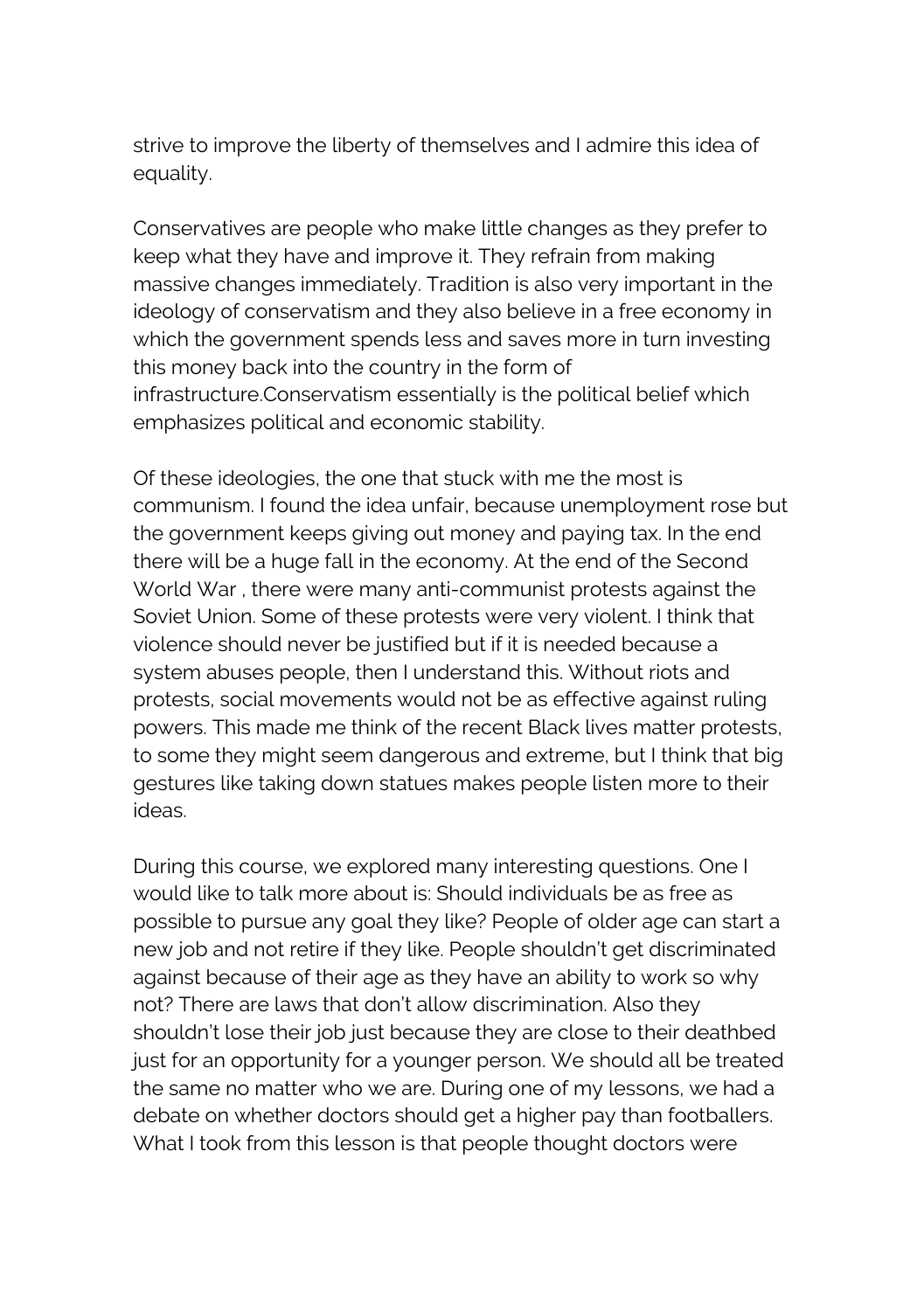strive to improve the liberty of themselves and I admire this idea of equality.

Conservatives are people who make little changes as they prefer to keep what they have and improve it. They refrain from making massive changes immediately. Tradition is also very important in the ideology of conservatism and they also believe in a free economy in which the government spends less and saves more in turn investing this money back into the country in the form of infrastructure.Conservatism essentially is the political belief which emphasizes political and economic stability.

Of these ideologies, the one that stuck with me the most is communism. I found the idea unfair, because unemployment rose but the government keeps giving out money and paying tax. In the end there will be a huge fall in the economy. At the end of the Second World War , there were many anti-communist protests against the Soviet Union. Some of these protests were very violent. I think that violence should never be justified but if it is needed because a system abuses people, then I understand this. Without riots and protests, social movements would not be as effective against ruling powers. This made me think of the recent Black lives matter protests, to some they might seem dangerous and extreme, but I think that big gestures like taking down statues makes people listen more to their ideas.

During this course, we explored many interesting questions. One I would like to talk more about is: Should individuals be as free as possible to pursue any goal they like? People of older age can start a new job and not retire if they like. People shouldn't get discriminated against because of their age as they have an ability to work so why not? There are laws that don't allow discrimination. Also they shouldn't lose their job just because they are close to their deathbed just for an opportunity for a younger person. We should all be treated the same no matter who we are. During one of my lessons, we had a debate on whether doctors should get a higher pay than footballers. What I took from this lesson is that people thought doctors were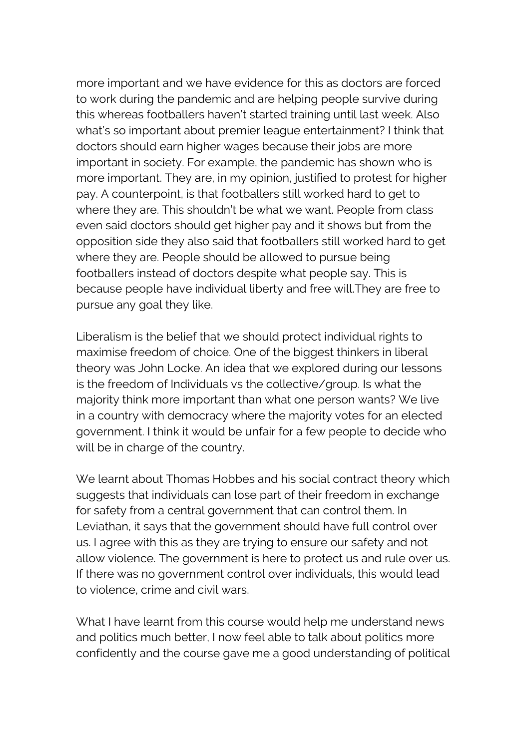more important and we have evidence for this as doctors are forced to work during the pandemic and are helping people survive during this whereas footballers haven't started training until last week. Also what's so important about premier league entertainment? I think that doctors should earn higher wages because their jobs are more important in society. For example, the pandemic has shown who is more important. They are, in my opinion, justified to protest for higher pay. A counterpoint, is that footballers still worked hard to get to where they are. This shouldn't be what we want. People from class even said doctors should get higher pay and it shows but from the opposition side they also said that footballers still worked hard to get where they are. People should be allowed to pursue being footballers instead of doctors despite what people say. This is because people have individual liberty and free will.They are free to pursue any goal they like.

Liberalism is the belief that we should protect individual rights to maximise freedom of choice. One of the biggest thinkers in liberal theory was John Locke. An idea that we explored during our lessons is the freedom of Individuals vs the collective/group. Is what the majority think more important than what one person wants? We live in a country with democracy where the majority votes for an elected government. I think it would be unfair for a few people to decide who will be in charge of the country.

We learnt about Thomas Hobbes and his social contract theory which suggests that individuals can lose part of their freedom in exchange for safety from a central government that can control them. In Leviathan, it says that the government should have full control over us. I agree with this as they are trying to ensure our safety and not allow violence. The government is here to protect us and rule over us. If there was no government control over individuals, this would lead to violence, crime and civil wars.

What I have learnt from this course would help me understand news and politics much better, I now feel able to talk about politics more confidently and the course gave me a good understanding of political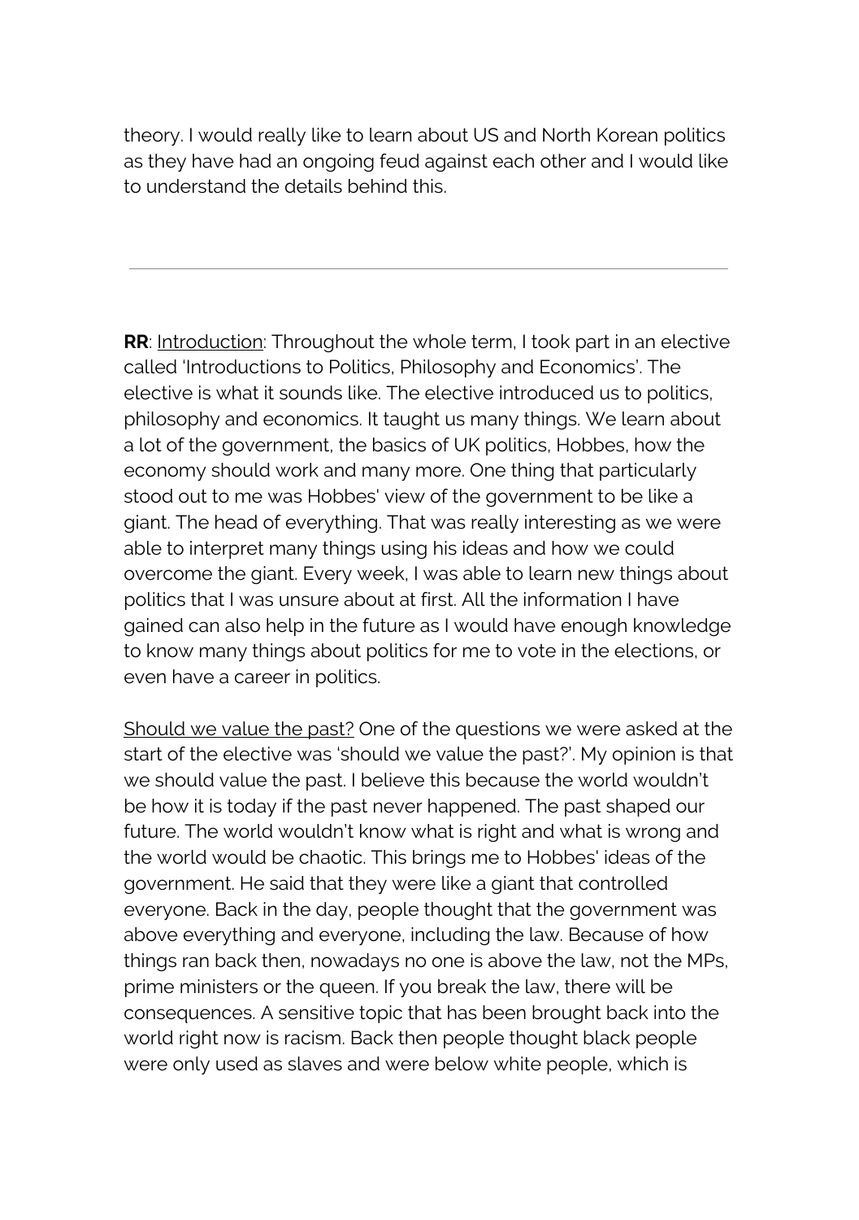theory. I would really like to learn about US and North Korean politics as they have had an ongoing feud against each other and I would like to understand the details behind this.

---

**RR**: <u>Introduction</u>: Throughout the whole term, I took part in an elective called 'Introductions to Politics, Philosophy and Economics'. The elective is what it sounds like. The elective introduced us to politics, philosophy and economics. It taught us many things. We learn about a lot of the government, the basics of UK politics, Hobbes, how the economy should work and many more. One thing that particularly stood out to me was Hobbes' view of the government to be like a giant. The head of everything. That was really interesting as we were able to interpret many things using his ideas and how we could overcome the giant. Every week, I was able to learn new things about politics that I was unsure about at first. All the information I have gained can also help in the future as I would have enough knowledge to know many things about politics for me to vote in the elections, or even have a career in politics.

<u>Should we value the past?</u> One of the questions we were asked at the start of the elective was 'should we value the past?'. My opinion is that we should value the past. I believe this because the world wouldn't be how it is today if the past never happened. The past shaped our future. The world wouldn't know what is right and what is wrong and the world would be chaotic. This brings me to Hobbes' ideas of the government. He said that they were like a giant that controlled everyone. Back in the day, people thought that the government was above everything and everyone, including the law. Because of how things ran back then, nowadays no one is above the law, not the MPs, prime ministers or the queen. If you break the law, there will be consequences. A sensitive topic that has been brought back into the world right now is racism. Back then people thought black people were only used as slaves and were below white people, which is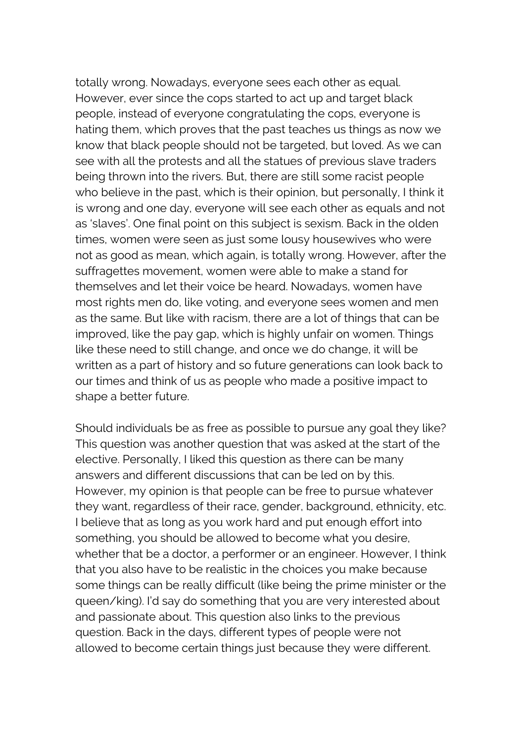totally wrong. Nowadays, everyone sees each other as equal. However, ever since the cops started to act up and target black people, instead of everyone congratulating the cops, everyone is hating them, which proves that the past teaches us things as now we know that black people should not be targeted, but loved. As we can see with all the protests and all the statues of previous slave traders being thrown into the rivers. But, there are still some racist people who believe in the past, which is their opinion, but personally, I think it is wrong and one day, everyone will see each other as equals and not as 'slaves'. One final point on this subject is sexism. Back in the olden times, women were seen as just some lousy housewives who were not as good as mean, which again, is totally wrong. However, after the suffragettes movement, women were able to make a stand for themselves and let their voice be heard. Nowadays, women have most rights men do, like voting, and everyone sees women and men as the same. But like with racism, there are a lot of things that can be improved, like the pay gap, which is highly unfair on women. Things like these need to still change, and once we do change, it will be written as a part of history and so future generations can look back to our times and think of us as people who made a positive impact to shape a better future.

Should individuals be as free as possible to pursue any goal they like? This question was another question that was asked at the start of the elective. Personally, I liked this question as there can be many answers and different discussions that can be led on by this. However, my opinion is that people can be free to pursue whatever they want, regardless of their race, gender, background, ethnicity, etc. I believe that as long as you work hard and put enough effort into something, you should be allowed to become what you desire, whether that be a doctor, a performer or an engineer. However, I think that you also have to be realistic in the choices you make because some things can be really difficult (like being the prime minister or the queen/king). I'd say do something that you are very interested about and passionate about. This question also links to the previous question. Back in the days, different types of people were not allowed to become certain things just because they were different.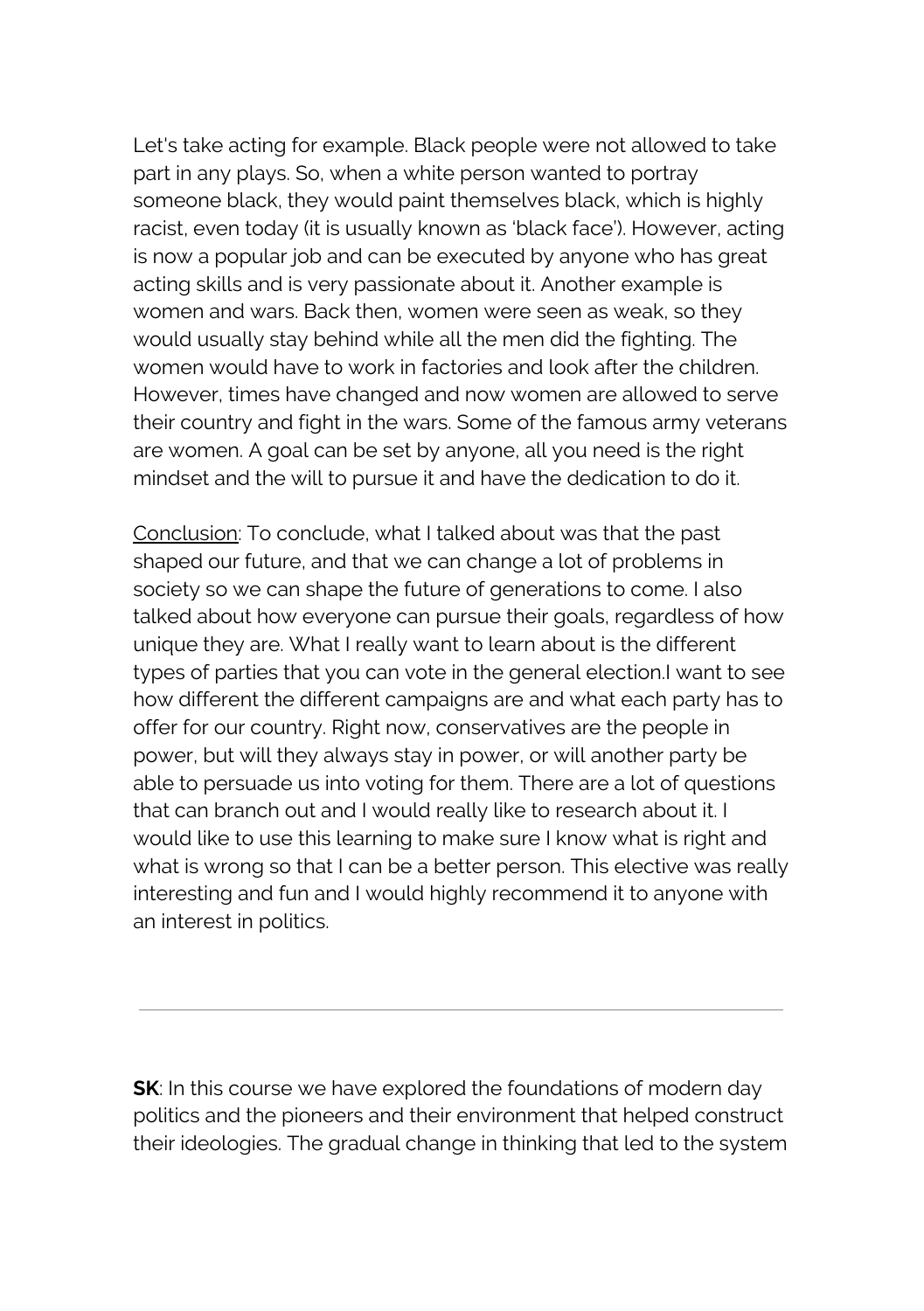Let's take acting for example. Black people were not allowed to take part in any plays. So, when a white person wanted to portray someone black, they would paint themselves black, which is highly racist, even today (it is usually known as 'black face'). However, acting is now a popular job and can be executed by anyone who has great acting skills and is very passionate about it. Another example is women and wars. Back then, women were seen as weak, so they would usually stay behind while all the men did the fighting. The women would have to work in factories and look after the children. However, times have changed and now women are allowed to serve their country and fight in the wars. Some of the famous army veterans are women. A goal can be set by anyone, all you need is the right mindset and the will to pursue it and have the dedication to do it.

<u>Conclusion</u>: To conclude, what I talked about was that the past shaped our future, and that we can change a lot of problems in society so we can shape the future of generations to come. I also talked about how everyone can pursue their goals, regardless of how unique they are. What I really want to learn about is the different types of parties that you can vote in the general election.I want to see how different the different campaigns are and what each party has to offer for our country. Right now, conservatives are the people in power, but will they always stay in power, or will another party be able to persuade us into voting for them. There are a lot of questions that can branch out and I would really like to research about it. I would like to use this learning to make sure I know what is right and what is wrong so that I can be a better person. This elective was really interesting and fun and I would highly recommend it to anyone with an interest in politics.

---

**SK**: In this course we have explored the foundations of modern day politics and the pioneers and their environment that helped construct their ideologies. The gradual change in thinking that led to the system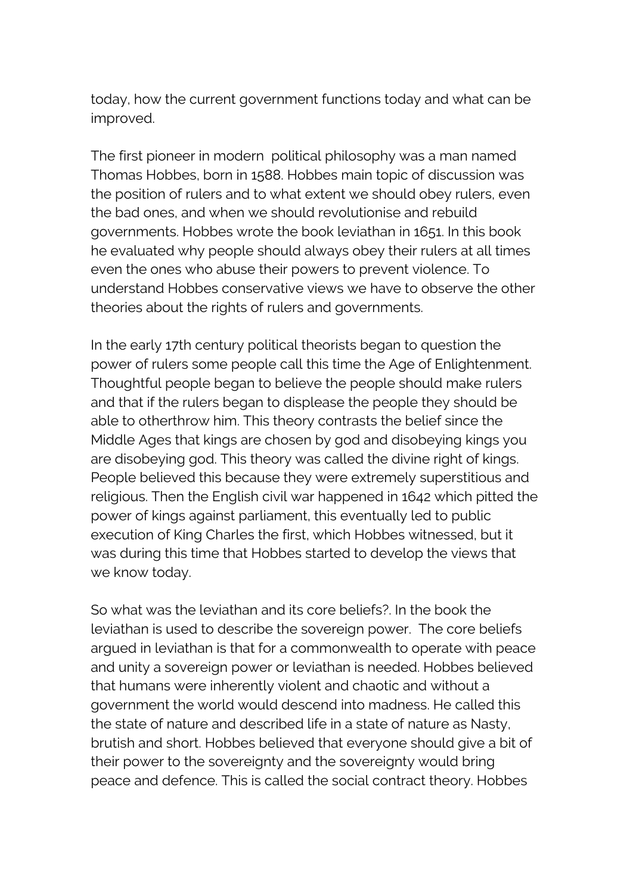today, how the current government functions today and what can be improved.

The first pioneer in modern  political philosophy was a man named Thomas Hobbes, born in 1588. Hobbes main topic of discussion was the position of rulers and to what extent we should obey rulers, even the bad ones, and when we should revolutionise and rebuild governments. Hobbes wrote the book leviathan in 1651. In this book he evaluated why people should always obey their rulers at all times even the ones who abuse their powers to prevent violence. To understand Hobbes conservative views we have to observe the other theories about the rights of rulers and governments.

In the early 17th century political theorists began to question the power of rulers some people call this time the Age of Enlightenment. Thoughtful people began to believe the people should make rulers and that if the rulers began to displease the people they should be able to otherthrow him. This theory contrasts the belief since the Middle Ages that kings are chosen by god and disobeying kings you are disobeying god. This theory was called the divine right of kings. People believed this because they were extremely superstitious and religious. Then the English civil war happened in 1642 which pitted the power of kings against parliament, this eventually led to public execution of King Charles the first, which Hobbes witnessed, but it was during this time that Hobbes started to develop the views that we know today.

So what was the leviathan and its core beliefs?. In the book the leviathan is used to describe the sovereign power.  The core beliefs argued in leviathan is that for a commonwealth to operate with peace and unity a sovereign power or leviathan is needed. Hobbes believed that humans were inherently violent and chaotic and without a government the world would descend into madness. He called this the state of nature and described life in a state of nature as Nasty, brutish and short. Hobbes believed that everyone should give a bit of their power to the sovereignty and the sovereignty would bring peace and defence. This is called the social contract theory. Hobbes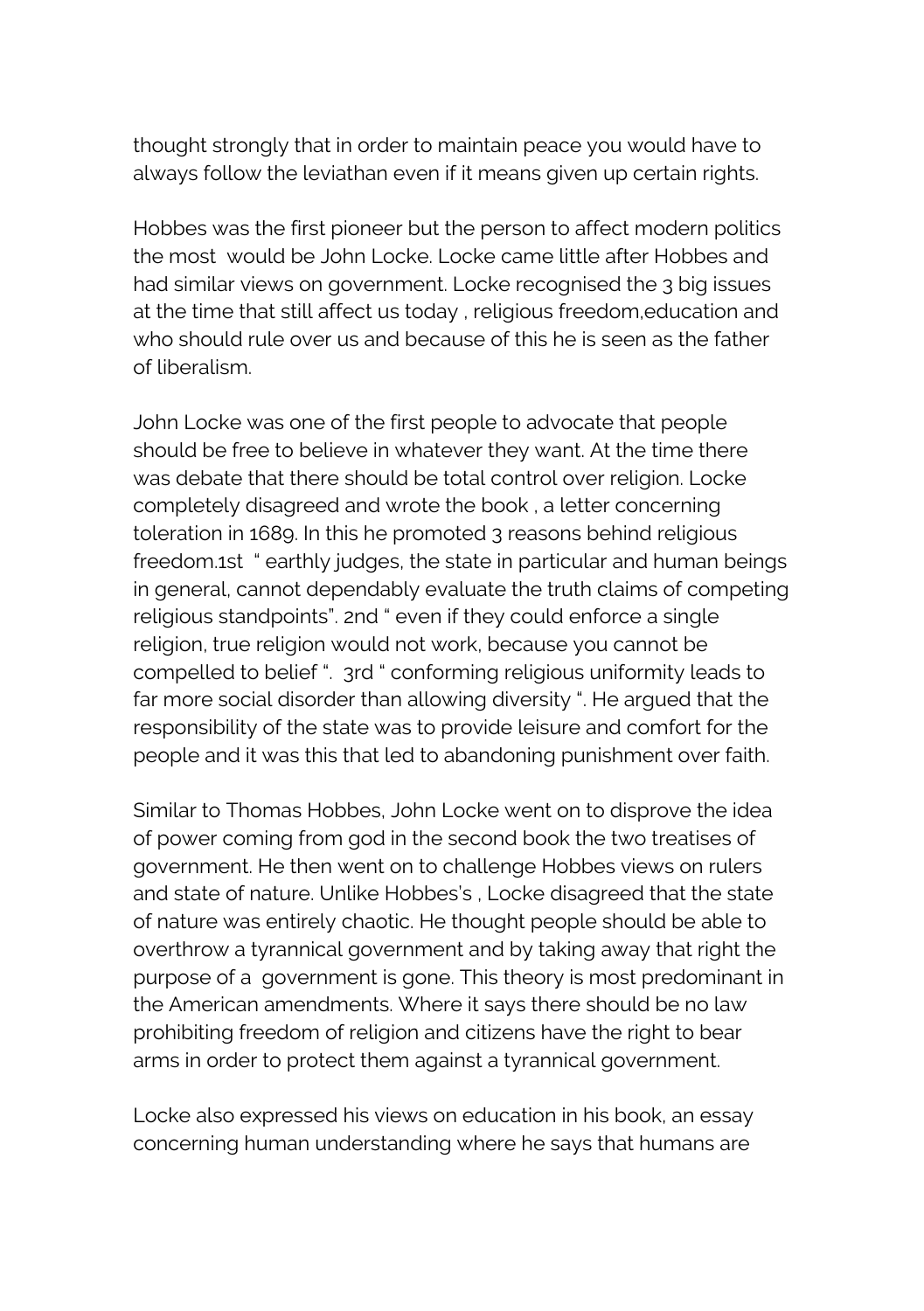thought strongly that in order to maintain peace you would have to always follow the leviathan even if it means given up certain rights.

Hobbes was the first pioneer but the person to affect modern politics the most  would be John Locke. Locke came little after Hobbes and had similar views on government. Locke recognised the 3 big issues at the time that still affect us today , religious freedom,education and who should rule over us and because of this he is seen as the father of liberalism.

John Locke was one of the first people to advocate that people should be free to believe in whatever they want. At the time there was debate that there should be total control over religion. Locke completely disagreed and wrote the book , a letter concerning toleration in 1689. In this he promoted 3 reasons behind religious freedom.1st  " earthly judges, the state in particular and human beings in general, cannot dependably evaluate the truth claims of competing religious standpoints". 2nd " even if they could enforce a single religion, true religion would not work, because you cannot be compelled to belief ".  3rd " conforming religious uniformity leads to far more social disorder than allowing diversity ". He argued that the responsibility of the state was to provide leisure and comfort for the people and it was this that led to abandoning punishment over faith.

Similar to Thomas Hobbes, John Locke went on to disprove the idea of power coming from god in the second book the two treatises of government. He then went on to challenge Hobbes views on rulers and state of nature. Unlike Hobbes's , Locke disagreed that the state of nature was entirely chaotic. He thought people should be able to overthrow a tyrannical government and by taking away that right the purpose of a  government is gone. This theory is most predominant in the American amendments. Where it says there should be no law prohibiting freedom of religion and citizens have the right to bear arms in order to protect them against a tyrannical government.

Locke also expressed his views on education in his book, an essay concerning human understanding where he says that humans are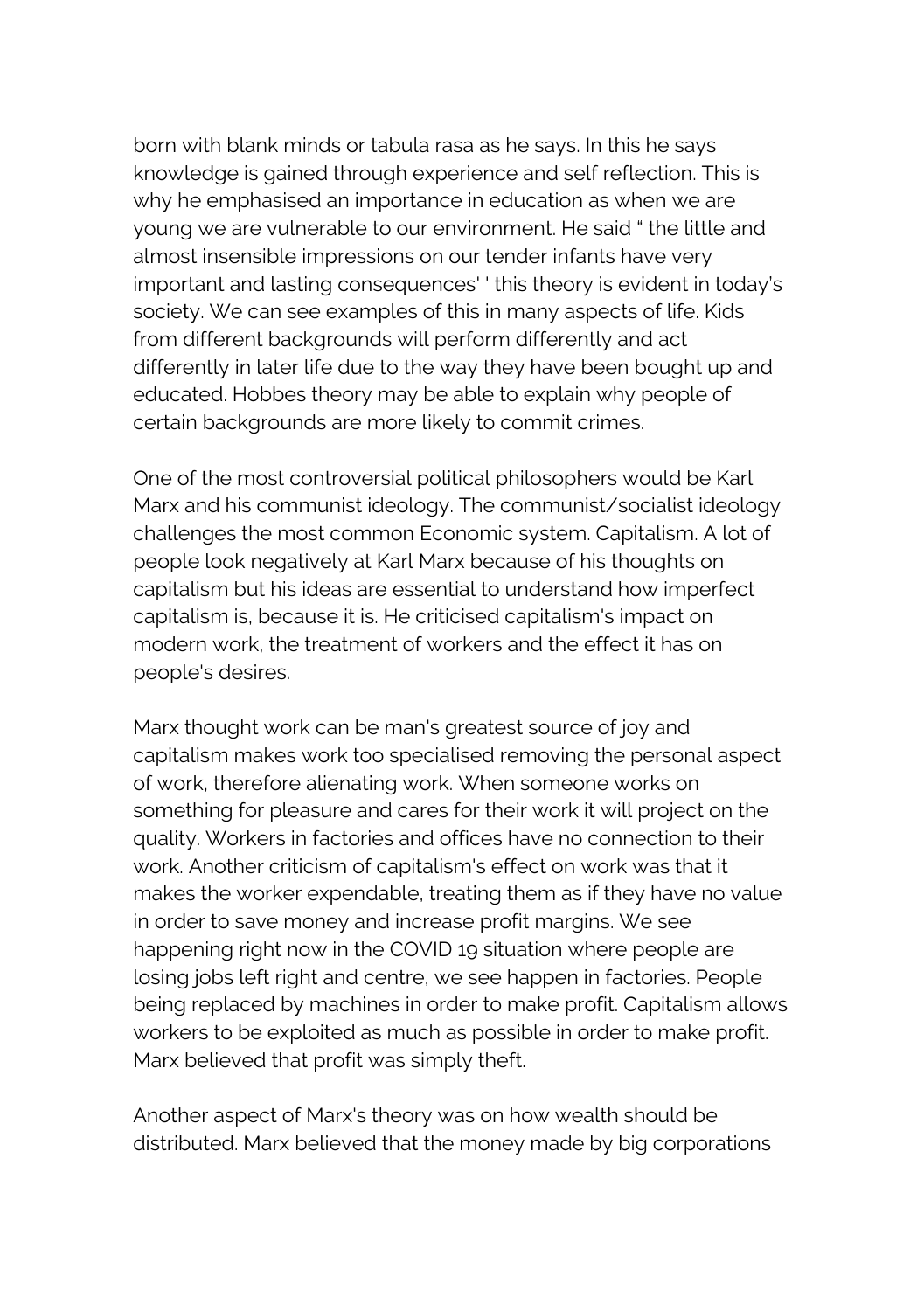born with blank minds or tabula rasa as he says. In this he says knowledge is gained through experience and self reflection. This is why he emphasised an importance in education as when we are young we are vulnerable to our environment. He said " the little and almost insensible impressions on our tender infants have very important and lasting consequences' ' this theory is evident in today's society. We can see examples of this in many aspects of life. Kids from different backgrounds will perform differently and act differently in later life due to the way they have been bought up and educated. Hobbes theory may be able to explain why people of certain backgrounds are more likely to commit crimes.

One of the most controversial political philosophers would be Karl Marx and his communist ideology. The communist/socialist ideology challenges the most common Economic system. Capitalism. A lot of people look negatively at Karl Marx because of his thoughts on capitalism but his ideas are essential to understand how imperfect capitalism is, because it is. He criticised capitalism's impact on modern work, the treatment of workers and the effect it has on people's desires.

Marx thought work can be man's greatest source of joy and capitalism makes work too specialised removing the personal aspect of work, therefore alienating work. When someone works on something for pleasure and cares for their work it will project on the quality. Workers in factories and offices have no connection to their work. Another criticism of capitalism's effect on work was that it makes the worker expendable, treating them as if they have no value in order to save money and increase profit margins. We see happening right now in the COVID 19 situation where people are losing jobs left right and centre, we see happen in factories. People being replaced by machines in order to make profit. Capitalism allows workers to be exploited as much as possible in order to make profit. Marx believed that profit was simply theft.

Another aspect of Marx's theory was on how wealth should be distributed. Marx believed that the money made by big corporations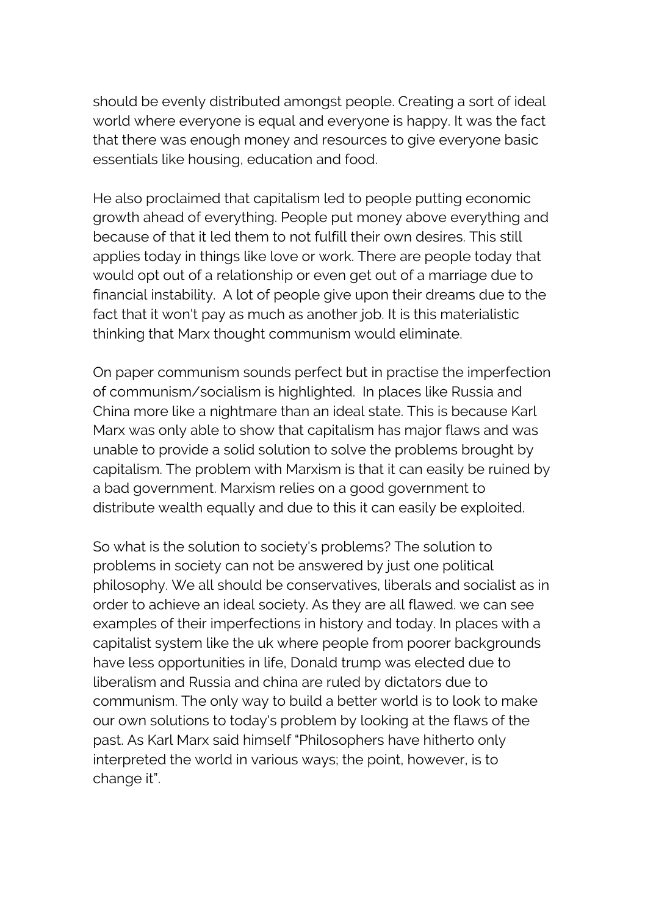should be evenly distributed amongst people. Creating a sort of ideal world where everyone is equal and everyone is happy. It was the fact that there was enough money and resources to give everyone basic essentials like housing, education and food.

He also proclaimed that capitalism led to people putting economic growth ahead of everything. People put money above everything and because of that it led them to not fulfill their own desires. This still applies today in things like love or work. There are people today that would opt out of a relationship or even get out of a marriage due to financial instability. A lot of people give upon their dreams due to the fact that it won't pay as much as another job. It is this materialistic thinking that Marx thought communism would eliminate.

On paper communism sounds perfect but in practise the imperfection of communism/socialism is highlighted. In places like Russia and China more like a nightmare than an ideal state. This is because Karl Marx was only able to show that capitalism has major flaws and was unable to provide a solid solution to solve the problems brought by capitalism. The problem with Marxism is that it can easily be ruined by a bad government. Marxism relies on a good government to distribute wealth equally and due to this it can easily be exploited.

So what is the solution to society's problems? The solution to problems in society can not be answered by just one political philosophy. We all should be conservatives, liberals and socialist as in order to achieve an ideal society. As they are all flawed. we can see examples of their imperfections in history and today. In places with a capitalist system like the uk where people from poorer backgrounds have less opportunities in life, Donald trump was elected due to liberalism and Russia and china are ruled by dictators due to communism. The only way to build a better world is to look to make our own solutions to today's problem by looking at the flaws of the past. As Karl Marx said himself "Philosophers have hitherto only interpreted the world in various ways; the point, however, is to change it".